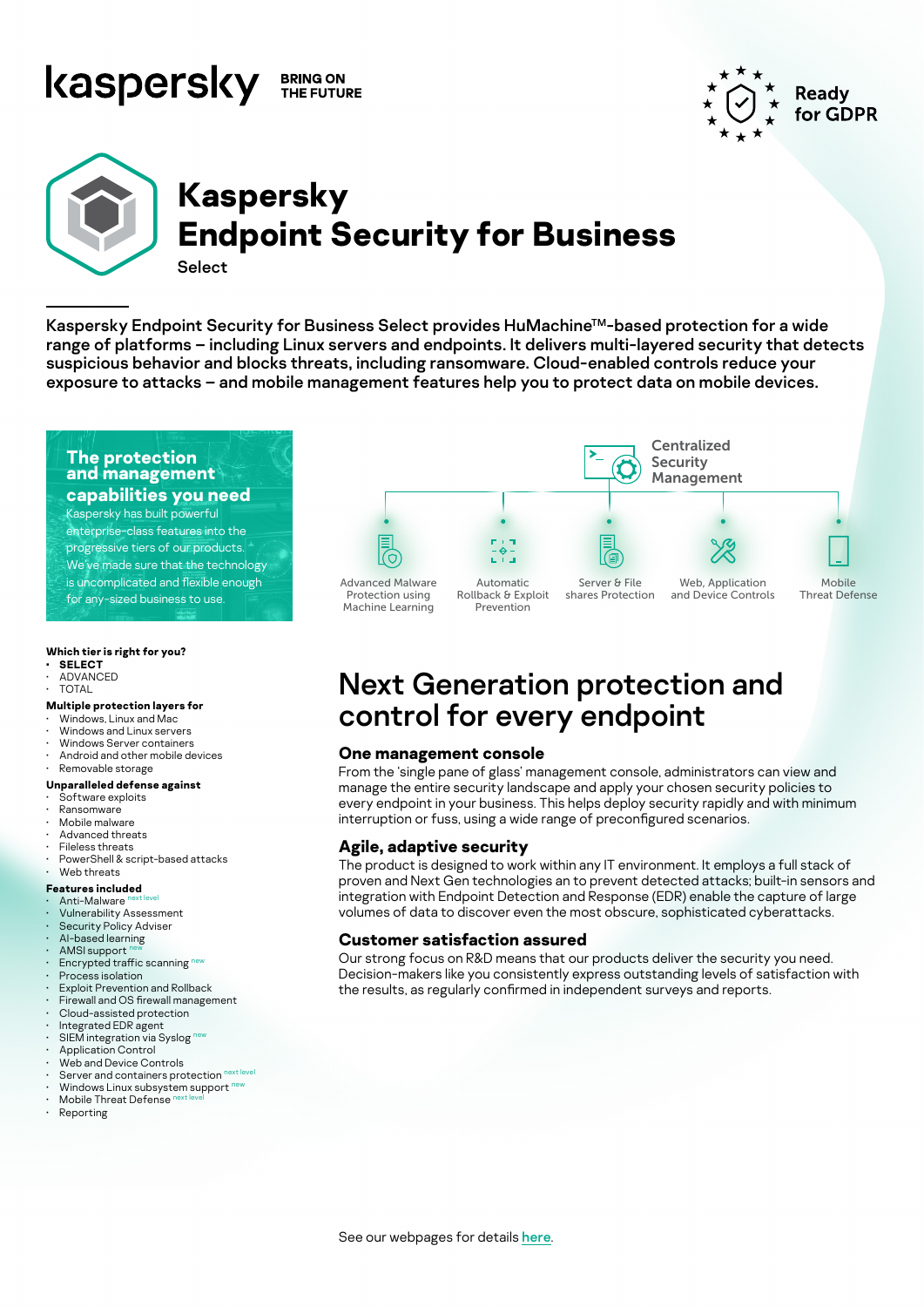kaspersky BRING ON THE FUTURE

Ready for GDPR

# Kaspersky Endpoint Security for Business

Select

**Kaspersky Endpoint Security for Business Select provides HuMachine™-based protection for a wide range of platforms – including Linux servers and endpoints. It delivers multi-layered security that detects suspicious behavior and blocks threats, including ransomware. Cloud-enabled controls reduce your exposure to attacks – and mobile management features help you to protect data on mobile devices.**

## The protection and management capabilities you need

Kaspersky has built powerful enterprise-class features into the progressive tiers of our products. We've made sure that the technology is uncomplicated and flexible enough for any-sized business to use.

**Which tier is right for you?**

- **SELECT**
- ADVANCED
- TOTAL

**Multiple protection layers for**

- Windows, Linux and Mac
- Windows and Linux servers
- Windows Server containers
- Android and other mobile devices
- Removable storage

**Unparalleled defense against**

- Software exploits
- Ransomware
- Mobile malware
- Advanced threats
- Fileless threats
- PowerShell & script-based attacks
- Web threats

**Features included**

- Anti-Malware next level
- Vulnerability Assessment
- Security Policy Adviser
- AI-based learning
- AMSI support new
- Encrypted traffic scanning new
- Process isolation
- Exploit Prevention and Rollback
- Firewall and OS firewall management
- Cloud-assisted protection
- Integrated EDR agent
- SIEM integration via Syslog new
- Application Control
- Web and Device Controls
- Server and containers protection next level
- Windows Linux subsystem support new
- Mobile Threat Defense next level
- Reporting

Centralized Security Management

- Advanced Malware Protection using Machine Learning
- Automatic Rollback & Exploit Prevention
- Server & File shares Protection
- Web, Application and Device Controls
- Mobile Threat Defense

## Next Generation protection and control for every endpoint

### One management console

From the 'single pane of glass' management console, administrators can view and manage the entire security landscape and apply your chosen security policies to every endpoint in your business. This helps deploy security rapidly and with minimum interruption or fuss, using a wide range of preconfigured scenarios.

### Agile, adaptive security

The product is designed to work within any IT environment. It employs a full stack of proven and Next Gen technologies to prevent detected attacks; built-in sensors and integration with Endpoint Detection and Response (EDR) enable the capture of large volumes of data to discover even the most obscure, sophisticated cyberattacks.

### Customer satisfaction assured

Our strong focus on R&D means that our products deliver the security you need. Decision-makers like you consistently express outstanding levels of satisfaction with the results, as regularly confirmed in independent surveys and reports.

See our webpages for details here.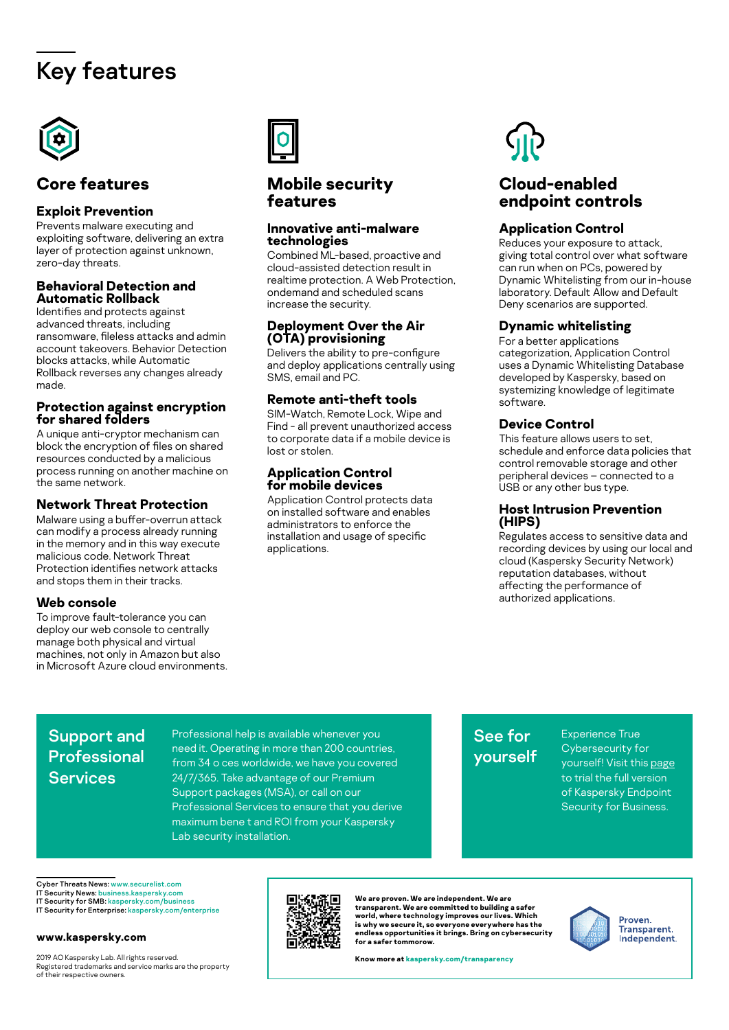# Key features

## Core features

### Exploit Prevention

Prevents malware executing and exploiting software, delivering an extra layer of protection against unknown, zero-day threats.

### Behavioral Detection and Automatic Rollback

Identifies and protects against advanced threats, including ransomware, fileless attacks and admin account takeovers. Behavior Detection blocks attacks, while Automatic Rollback reverses any changes already made.

### Protection against encryption for shared folders

A unique anti-cryptor mechanism can block the encryption of files on shared resources conducted by a malicious process running on another machine on the same network.

### Network Threat Protection

Malware using a buffer-overrun attack can modify a process already running in the memory and in this way execute malicious code. Network Threat Protection identifies network attacks and stops them in their tracks.

### Web console

To improve fault-tolerance you can deploy our web console to centrally manage both physical and virtual machines, not only in Amazon but also in Microsoft Azure cloud environments.

## Mobile security features

### Innovative anti-malware technologies

Combined ML-based, proactive and cloud-assisted detection result in realtime protection. A Web Protection, ondemand and scheduled scans increase the security.

### Deployment Over the Air (OTA) provisioning

Delivers the ability to pre-configure and deploy applications centrally using SMS, email and PC.

### Remote anti-theft tools

SIM-Watch, Remote Lock, Wipe and Find - all prevent unauthorized access to corporate data if a mobile device is lost or stolen.

### Application Control for mobile devices

Application Control protects data on installed software and enables administrators to enforce the installation and usage of specific applications.

## Cloud-enabled endpoint controls

### Application Control

Reduces your exposure to attack, giving total control over what software can run when on PCs, powered by Dynamic Whitelisting from our in-house laboratory. Default Allow and Default Deny scenarios are supported.

### Dynamic whitelisting

For a better applications categorization, Application Control uses a Dynamic Whitelisting Database developed by Kaspersky, based on systemizing knowledge of legitimate software.

### Device Control

This feature allows users to set, schedule and enforce data policies that control removable storage and other peripheral devices – connected to a USB or any other bus type.

### Host Intrusion Prevention (HIPS)

Regulates access to sensitive data and recording devices by using our local and cloud (Kaspersky Security Network) reputation databases, without affecting the performance of authorized applications.

## Support and Professional Services

Professional help is available whenever you need it. Operating in more than 200 countries, from 34 o ces worldwide, we have you covered 24/7/365. Take advantage of our Premium Support packages (MSA), or call on our Professional Services to ensure that you derive maximum bene t and ROI from your Kaspersky Lab security installation.

## See for yourself

Experience True Cybersecurity for yourself! Visit this page to trial the full version of Kaspersky Endpoint Security for Business.

Cyber Threats News: www.securelist.com
IT Security News: business.kaspersky.com
IT Security for SMB: kaspersky.com/business
IT Security for Enterprise: kaspersky.com/enterprise

**www.kaspersky.com**

2019 AO Kaspersky Lab. All rights reserved.
Registered trademarks and service marks are the property of their respective owners.

**We are proven. We are independent. We are transparent. We are committed to building a safer world, where technology improves our lives. Which is why we secure it, so everyone everywhere has the endless opportunities it brings. Bring on cybersecurity for a safer tommorow.**

**Know more at kaspersky.com/transparency**

Proven. Transparent. Independent.